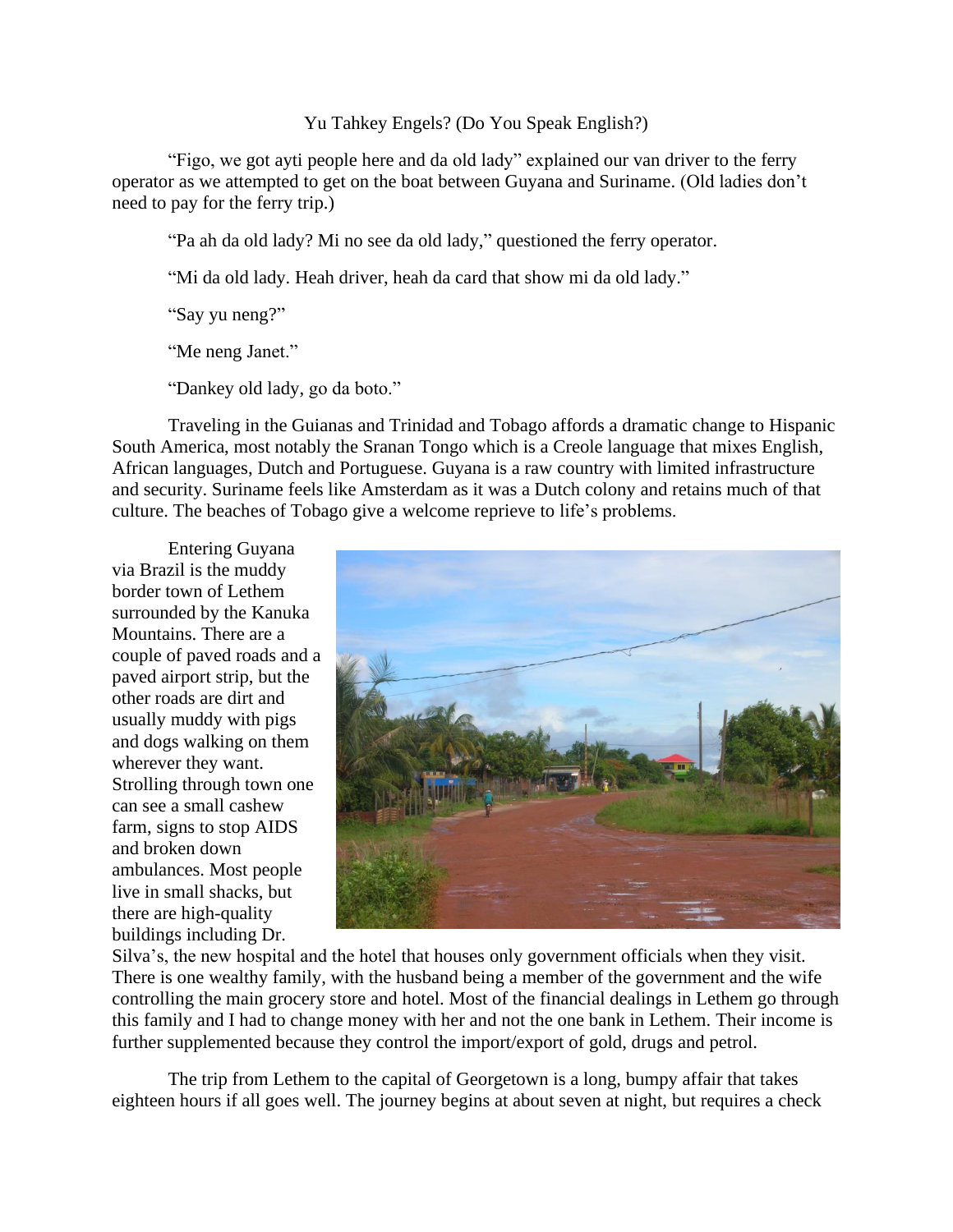# Yu Tahkey Engels? (Do You Speak English?)

"Figo, we got ayti people here and da old lady" explained our van driver to the ferry operator as we attempted to get on the boat between Guyana and Suriname. (Old ladies don't need to pay for the ferry trip.)

"Pa ah da old lady? Mi no see da old lady," questioned the ferry operator.

"Mi da old lady. Heah driver, heah da card that show mi da old lady."

"Say yu neng?"

"Me neng Janet."

"Dankey old lady, go da boto."

Traveling in the Guianas and Trinidad and Tobago affords a dramatic change to Hispanic South America, most notably the Sranan Tongo which is a Creole language that mixes English, African languages, Dutch and Portuguese. Guyana is a raw country with limited infrastructure and security. Suriname feels like Amsterdam as it was a Dutch colony and retains much of that culture. The beaches of Tobago give a welcome reprieve to life's problems.

Entering Guyana via Brazil is the muddy border town of Lethem surrounded by the Kanuka Mountains. There are a couple of paved roads and a paved airport strip, but the other roads are dirt and usually muddy with pigs and dogs walking on them wherever they want. Strolling through town one can see a small cashew farm, signs to stop AIDS and broken down ambulances. Most people live in small shacks, but there are high-quality buildings including Dr. Silva's, the new hospital and the hotel that houses only government officials when they visit. There is one wealthy family, with the husband being a member of the government and the wife controlling the main grocery store and hotel. Most of the financial dealings in Lethem go through this family and I had to change money with her and not the one bank in Lethem. Their income is further supplemented because they control the import/export of gold, drugs and petrol.

The trip from Lethem to the capital of Georgetown is a long, bumpy affair that takes eighteen hours if all goes well. The journey begins at about seven at night, but requires a check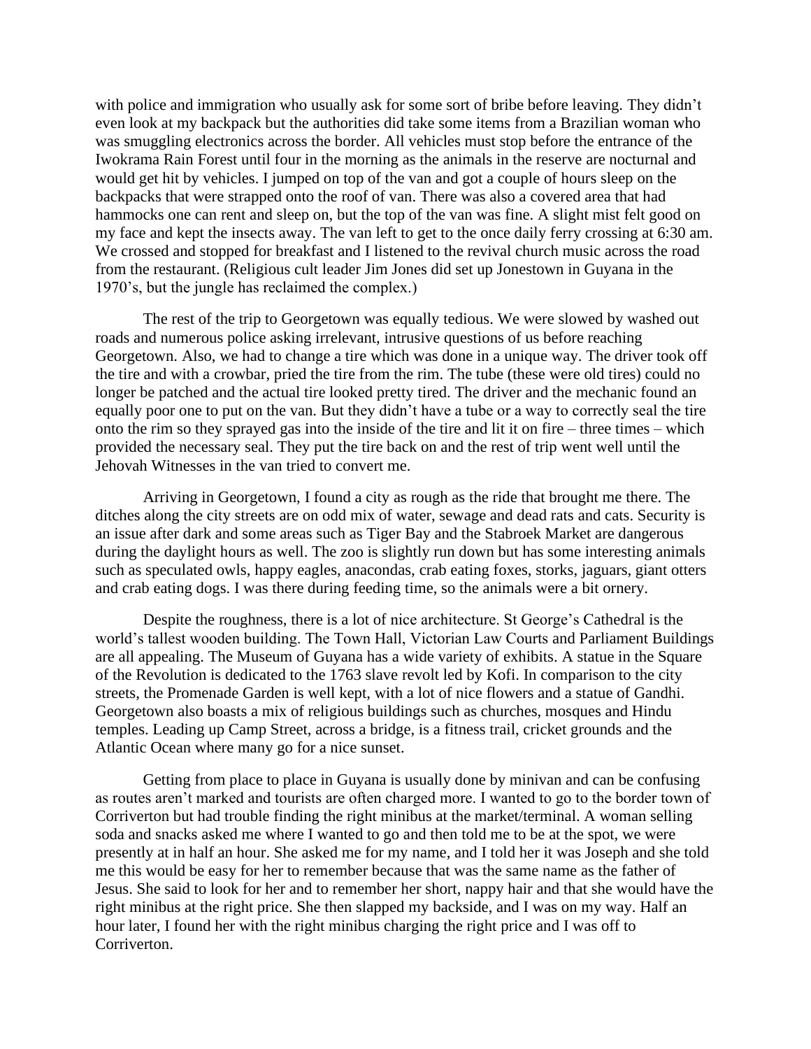with police and immigration who usually ask for some sort of bribe before leaving. They didn't even look at my backpack but the authorities did take some items from a Brazilian woman who was smuggling electronics across the border. All vehicles must stop before the entrance of the Iwokrama Rain Forest until four in the morning as the animals in the reserve are nocturnal and would get hit by vehicles. I jumped on top of the van and got a couple of hours sleep on the backpacks that were strapped onto the roof of van. There was also a covered area that had hammocks one can rent and sleep on, but the top of the van was fine. A slight mist felt good on my face and kept the insects away. The van left to get to the once daily ferry crossing at 6:30 am. We crossed and stopped for breakfast and I listened to the revival church music across the road from the restaurant. (Religious cult leader Jim Jones did set up Jonestown in Guyana in the 1970's, but the jungle has reclaimed the complex.)

The rest of the trip to Georgetown was equally tedious. We were slowed by washed out roads and numerous police asking irrelevant, intrusive questions of us before reaching Georgetown. Also, we had to change a tire which was done in a unique way. The driver took off the tire and with a crowbar, pried the tire from the rim. The tube (these were old tires) could no longer be patched and the actual tire looked pretty tired. The driver and the mechanic found an equally poor one to put on the van. But they didn't have a tube or a way to correctly seal the tire onto the rim so they sprayed gas into the inside of the tire and lit it on fire – three times – which provided the necessary seal. They put the tire back on and the rest of trip went well until the Jehovah Witnesses in the van tried to convert me.

Arriving in Georgetown, I found a city as rough as the ride that brought me there. The ditches along the city streets are on odd mix of water, sewage and dead rats and cats. Security is an issue after dark and some areas such as Tiger Bay and the Stabroek Market are dangerous during the daylight hours as well. The zoo is slightly run down but has some interesting animals such as speculated owls, happy eagles, anacondas, crab eating foxes, storks, jaguars, giant otters and crab eating dogs. I was there during feeding time, so the animals were a bit ornery.

Despite the roughness, there is a lot of nice architecture. St George's Cathedral is the world's tallest wooden building. The Town Hall, Victorian Law Courts and Parliament Buildings are all appealing. The Museum of Guyana has a wide variety of exhibits. A statue in the Square of the Revolution is dedicated to the 1763 slave revolt led by Kofi. In comparison to the city streets, the Promenade Garden is well kept, with a lot of nice flowers and a statue of Gandhi. Georgetown also boasts a mix of religious buildings such as churches, mosques and Hindu temples. Leading up Camp Street, across a bridge, is a fitness trail, cricket grounds and the Atlantic Ocean where many go for a nice sunset.

Getting from place to place in Guyana is usually done by minivan and can be confusing as routes aren't marked and tourists are often charged more. I wanted to go to the border town of Corriverton but had trouble finding the right minibus at the market/terminal. A woman selling soda and snacks asked me where I wanted to go and then told me to be at the spot, we were presently at in half an hour. She asked me for my name, and I told her it was Joseph and she told me this would be easy for her to remember because that was the same name as the father of Jesus. She said to look for her and to remember her short, nappy hair and that she would have the right minibus at the right price. She then slapped my backside, and I was on my way. Half an hour later, I found her with the right minibus charging the right price and I was off to Corriverton.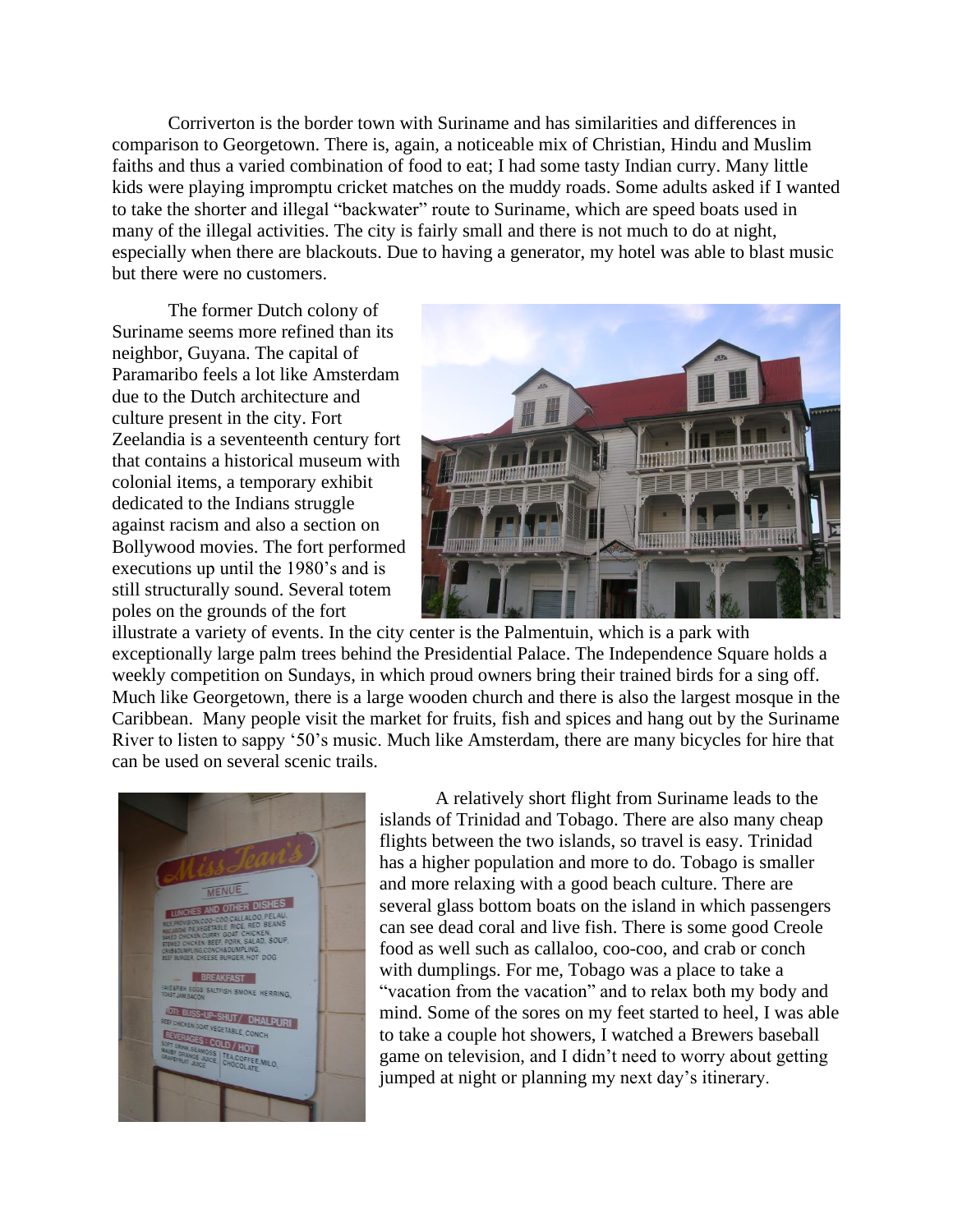Corriverton is the border town with Suriname and has similarities and differences in comparison to Georgetown. There is, again, a noticeable mix of Christian, Hindu and Muslim faiths and thus a varied combination of food to eat; I had some tasty Indian curry. Many little kids were playing impromptu cricket matches on the muddy roads. Some adults asked if I wanted to take the shorter and illegal "backwater" route to Suriname, which are speed boats used in many of the illegal activities. The city is fairly small and there is not much to do at night, especially when there are blackouts. Due to having a generator, my hotel was able to blast music but there were no customers.

The former Dutch colony of Suriname seems more refined than its neighbor, Guyana. The capital of Paramaribo feels a lot like Amsterdam due to the Dutch architecture and culture present in the city. Fort Zeelandia is a seventeenth century fort that contains a historical museum with colonial items, a temporary exhibit dedicated to the Indians struggle against racism and also a section on Bollywood movies. The fort performed executions up until the 1980's and is still structurally sound. Several totem poles on the grounds of the fort illustrate a variety of events. In the city center is the Palmentuin, which is a park with exceptionally large palm trees behind the Presidential Palace. The Independence Square holds a weekly competition on Sundays, in which proud owners bring their trained birds for a sing off. Much like Georgetown, there is a large wooden church and there is also the largest mosque in the Caribbean. Many people visit the market for fruits, fish and spices and hang out by the Suriname River to listen to sappy '50's music. Much like Amsterdam, there are many bicycles for hire that can be used on several scenic trails.

A relatively short flight from Suriname leads to the islands of Trinidad and Tobago. There are also many cheap flights between the two islands, so travel is easy. Trinidad has a higher population and more to do. Tobago is smaller and more relaxing with a good beach culture. There are several glass bottom boats on the island in which passengers can see dead coral and live fish. There is some good Creole food as well such as callaloo, coo-coo, and crab or conch with dumplings. For me, Tobago was a place to take a "vacation from the vacation" and to relax both my body and mind. Some of the sores on my feet started to heel, I was able to take a couple hot showers, I watched a Brewers baseball game on television, and I didn't need to worry about getting jumped at night or planning my next day's itinerary.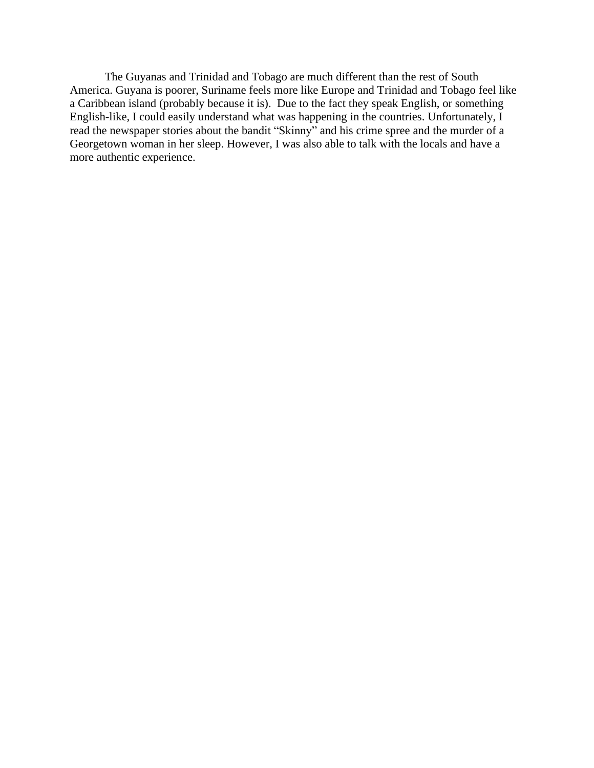The Guyanas and Trinidad and Tobago are much different than the rest of South America. Guyana is poorer, Suriname feels more like Europe and Trinidad and Tobago feel like a Caribbean island (probably because it is). Due to the fact they speak English, or something English-like, I could easily understand what was happening in the countries. Unfortunately, I read the newspaper stories about the bandit "Skinny" and his crime spree and the murder of a Georgetown woman in her sleep. However, I was also able to talk with the locals and have a more authentic experience.